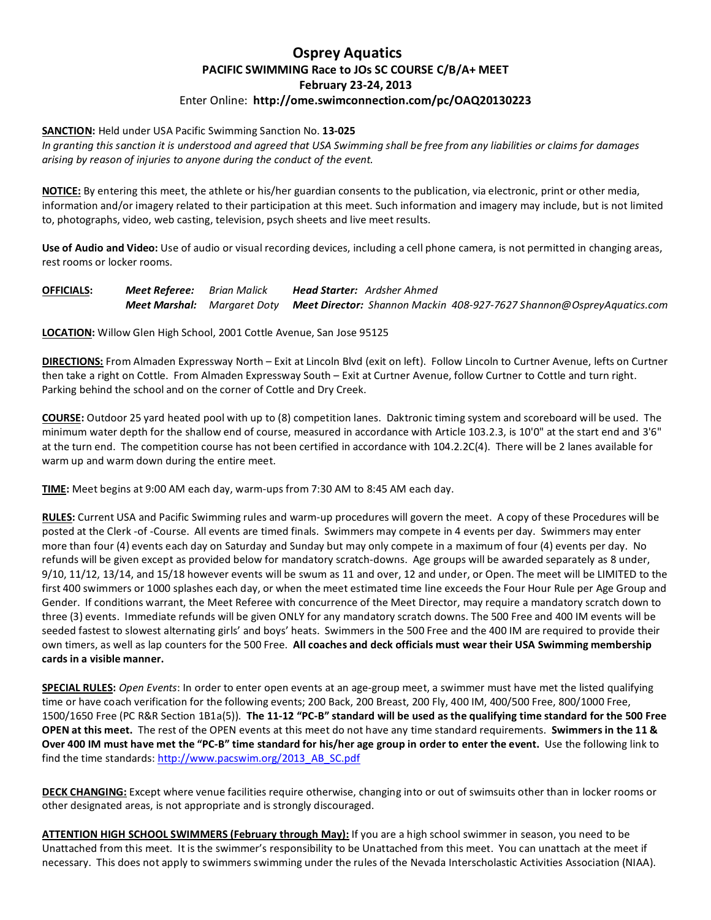# Osprey Aquatics

## PACIFIC SWIMMING Race to JOs SC COURSE C/B/A+ MEET

## February 23-24, 2013

Enter Online: **http://ome.swimconnection.com/pc/OAQ20130223**

**SANCTION:** Held under USA Pacific Swimming Sanction No. **13-025**

*In granting this sanction it is understood and agreed that USA Swimming shall be free from any liabilities or claims for damages arising by reason of injuries to anyone during the conduct of the event.*

**NOTICE:** By entering this meet, the athlete or his/her guardian consents to the publication, via electronic, print or other media, information and/or imagery related to their participation at this meet. Such information and imagery may include, but is not limited to, photographs, video, web casting, television, psych sheets and live meet results.

**Use of Audio and Video:** Use of audio or visual recording devices, including a cell phone camera, is not permitted in changing areas, rest rooms or locker rooms.

**OFFICIALS:** ***Meet Referee:*** *Brian Malick* ***Head Starter:*** *Ardsher Ahmed*
***Meet Marshal:*** *Margaret Doty* ***Meet Director:*** *Shannon Mackin 408-927-7627 Shannon@OspreyAquatics.com*

**LOCATION:** Willow Glen High School, 2001 Cottle Avenue, San Jose 95125

**DIRECTIONS:** From Almaden Expressway North – Exit at Lincoln Blvd (exit on left). Follow Lincoln to Curtner Avenue, lefts on Curtner then take a right on Cottle. From Almaden Expressway South – Exit at Curtner Avenue, follow Curtner to Cottle and turn right. Parking behind the school and on the corner of Cottle and Dry Creek.

**COURSE:** Outdoor 25 yard heated pool with up to (8) competition lanes. Daktronic timing system and scoreboard will be used. The minimum water depth for the shallow end of course, measured in accordance with Article 103.2.3, is 10'0" at the start end and 3'6" at the turn end. The competition course has not been certified in accordance with 104.2.2C(4). There will be 2 lanes available for warm up and warm down during the entire meet.

**TIME:** Meet begins at 9:00 AM each day, warm-ups from 7:30 AM to 8:45 AM each day.

**RULES:** Current USA and Pacific Swimming rules and warm-up procedures will govern the meet. A copy of these Procedures will be posted at the Clerk -of -Course. All events are timed finals. Swimmers may compete in 4 events per day. Swimmers may enter more than four (4) events each day on Saturday and Sunday but may only compete in a maximum of four (4) events per day. No refunds will be given except as provided below for mandatory scratch-downs. Age groups will be awarded separately as 8 under, 9/10, 11/12, 13/14, and 15/18 however events will be swum as 11 and over, 12 and under, or Open. The meet will be LIMITED to the first 400 swimmers or 1000 splashes each day, or when the meet estimated time line exceeds the Four Hour Rule per Age Group and Gender. If conditions warrant, the Meet Referee with concurrence of the Meet Director, may require a mandatory scratch down to three (3) events. Immediate refunds will be given ONLY for any mandatory scratch downs. The 500 Free and 400 IM events will be seeded fastest to slowest alternating girls' and boys' heats. Swimmers in the 500 Free and the 400 IM are required to provide their own timers, as well as lap counters for the 500 Free. **All coaches and deck officials must wear their USA Swimming membership cards in a visible manner.**

**SPECIAL RULES:** *Open Events*: In order to enter open events at an age-group meet, a swimmer must have met the listed qualifying time or have coach verification for the following events; 200 Back, 200 Breast, 200 Fly, 400 IM, 400/500 Free, 800/1000 Free, 1500/1650 Free (PC R&R Section 1B1a(5)). **The 11-12 "PC-B" standard will be used as the qualifying time standard for the 500 Free OPEN at this meet.** The rest of the OPEN events at this meet do not have any time standard requirements. **Swimmers in the 11 & Over 400 IM must have met the "PC-B" time standard for his/her age group in order to enter the event.** Use the following link to find the time standards: http://www.pacswim.org/2013_AB_SC.pdf

**DECK CHANGING:** Except where venue facilities require otherwise, changing into or out of swimsuits other than in locker rooms or other designated areas, is not appropriate and is strongly discouraged.

**ATTENTION HIGH SCHOOL SWIMMERS (February through May):** If you are a high school swimmer in season, you need to be Unattached from this meet. It is the swimmer's responsibility to be Unattached from this meet. You can unattach at the meet if necessary. This does not apply to swimmers swimming under the rules of the Nevada Interscholastic Activities Association (NIAA).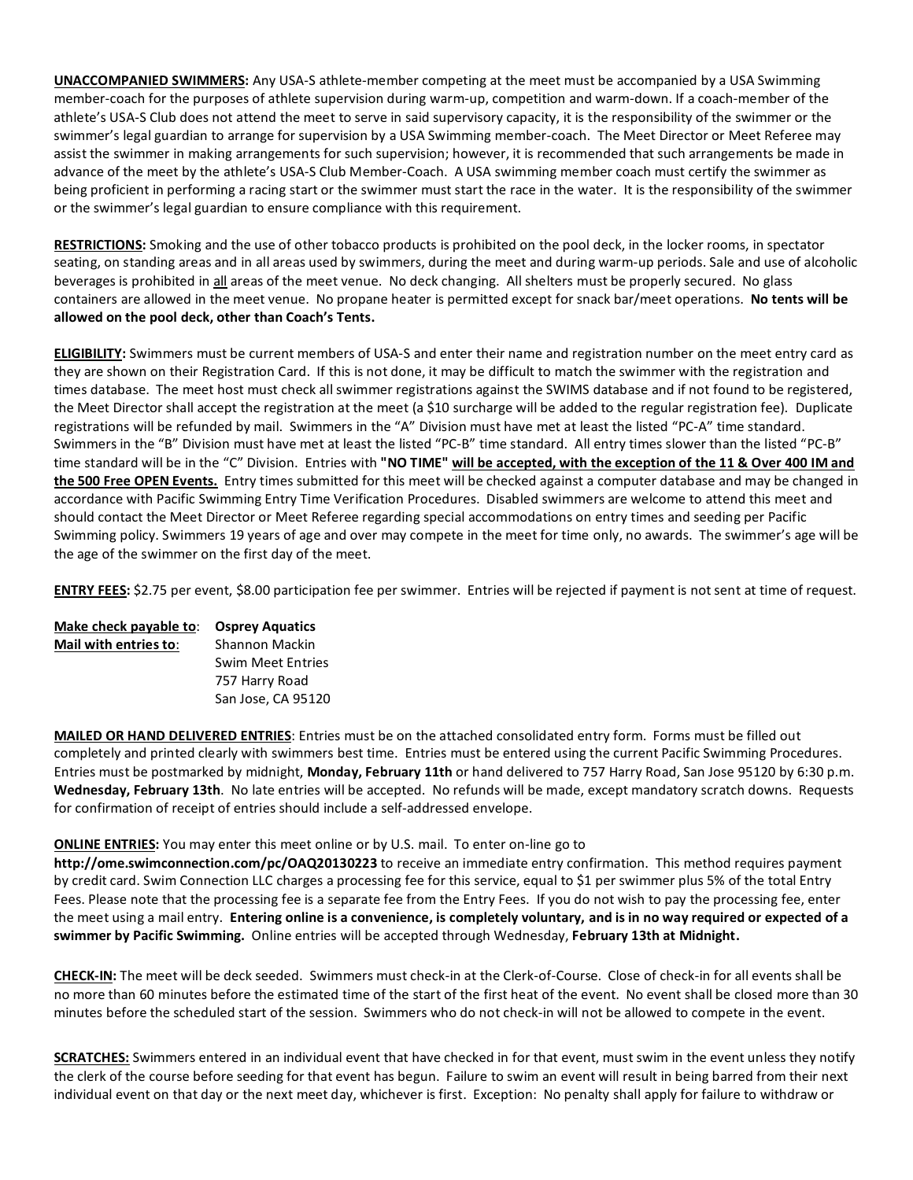**UNACCOMPANIED SWIMMERS:** Any USA-S athlete-member competing at the meet must be accompanied by a USA Swimming member-coach for the purposes of athlete supervision during warm-up, competition and warm-down. If a coach-member of the athlete's USA-S Club does not attend the meet to serve in said supervisory capacity, it is the responsibility of the swimmer or the swimmer's legal guardian to arrange for supervision by a USA Swimming member-coach. The Meet Director or Meet Referee may assist the swimmer in making arrangements for such supervision; however, it is recommended that such arrangements be made in advance of the meet by the athlete's USA-S Club Member-Coach. A USA swimming member coach must certify the swimmer as being proficient in performing a racing start or the swimmer must start the race in the water. It is the responsibility of the swimmer or the swimmer's legal guardian to ensure compliance with this requirement.

**RESTRICTIONS:** Smoking and the use of other tobacco products is prohibited on the pool deck, in the locker rooms, in spectator seating, on standing areas and in all areas used by swimmers, during the meet and during warm-up periods. Sale and use of alcoholic beverages is prohibited in all areas of the meet venue. No deck changing. All shelters must be properly secured. No glass containers are allowed in the meet venue. No propane heater is permitted except for snack bar/meet operations. **No tents will be allowed on the pool deck, other than Coach's Tents.**

**ELIGIBILITY:** Swimmers must be current members of USA-S and enter their name and registration number on the meet entry card as they are shown on their Registration Card. If this is not done, it may be difficult to match the swimmer with the registration and times database. The meet host must check all swimmer registrations against the SWIMS database and if not found to be registered, the Meet Director shall accept the registration at the meet (a $10 surcharge will be added to the regular registration fee). Duplicate registrations will be refunded by mail. Swimmers in the "A" Division must have met at least the listed "PC-A" time standard. Swimmers in the "B" Division must have met at least the listed "PC-B" time standard. All entry times slower than the listed "PC-B" time standard will be in the "C" Division. Entries with **"NO TIME" will be accepted, with the exception of the 11 & Over 400 IM and the 500 Free OPEN Events.** Entry times submitted for this meet will be checked against a computer database and may be changed in accordance with Pacific Swimming Entry Time Verification Procedures. Disabled swimmers are welcome to attend this meet and should contact the Meet Director or Meet Referee regarding special accommodations on entry times and seeding per Pacific Swimming policy. Swimmers 19 years of age and over may compete in the meet for time only, no awards. The swimmer's age will be the age of the swimmer on the first day of the meet.

**ENTRY FEES:** $2.75 per event, $8.00 participation fee per swimmer. Entries will be rejected if payment is not sent at time of request.

**Make check payable to**: **Osprey Aquatics**
**Mail with entries to**: Shannon Mackin
Swim Meet Entries
757 Harry Road
San Jose, CA 95120

**MAILED OR HAND DELIVERED ENTRIES**: Entries must be on the attached consolidated entry form. Forms must be filled out completely and printed clearly with swimmers best time. Entries must be entered using the current Pacific Swimming Procedures. Entries must be postmarked by midnight, **Monday, February 11th** or hand delivered to 757 Harry Road, San Jose 95120 by 6:30 p.m. **Wednesday, February 13th**. No late entries will be accepted. No refunds will be made, except mandatory scratch downs. Requests for confirmation of receipt of entries should include a self-addressed envelope.

**ONLINE ENTRIES:** You may enter this meet online or by U.S. mail. To enter on-line go to **http://ome.swimconnection.com/pc/OAQ20130223** to receive an immediate entry confirmation. This method requires payment by credit card. Swim Connection LLC charges a processing fee for this service, equal to $1 per swimmer plus 5% of the total Entry Fees. Please note that the processing fee is a separate fee from the Entry Fees. If you do not wish to pay the processing fee, enter the meet using a mail entry. **Entering online is a convenience, is completely voluntary, and is in no way required or expected of a swimmer by Pacific Swimming.** Online entries will be accepted through Wednesday, **February 13th at Midnight.**

**CHECK-IN:** The meet will be deck seeded. Swimmers must check-in at the Clerk-of-Course. Close of check-in for all events shall be no more than 60 minutes before the estimated time of the start of the first heat of the event. No event shall be closed more than 30 minutes before the scheduled start of the session. Swimmers who do not check-in will not be allowed to compete in the event.

**SCRATCHES:** Swimmers entered in an individual event that have checked in for that event, must swim in the event unless they notify the clerk of the course before seeding for that event has begun. Failure to swim an event will result in being barred from their next individual event on that day or the next meet day, whichever is first. Exception: No penalty shall apply for failure to withdraw or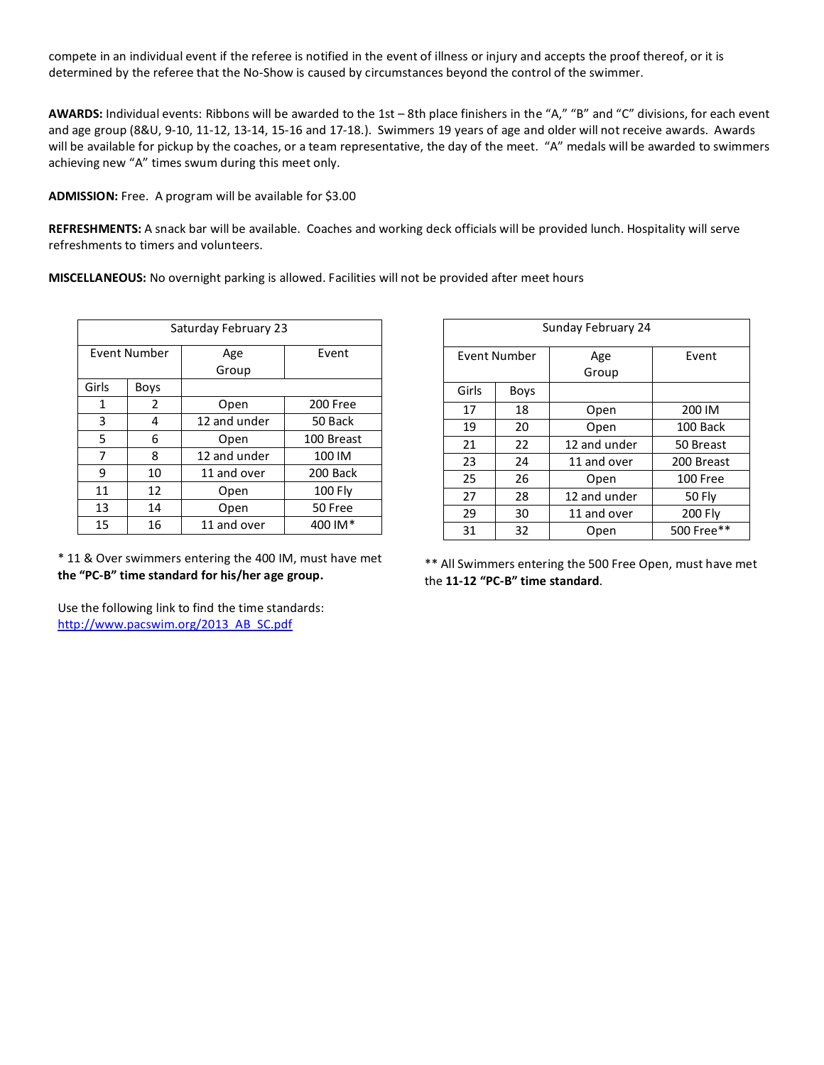compete in an individual event if the referee is notified in the event of illness or injury and accepts the proof thereof, or it is determined by the referee that the No-Show is caused by circumstances beyond the control of the swimmer.

**AWARDS:** Individual events: Ribbons will be awarded to the 1st – 8th place finishers in the "A," "B" and "C" divisions, for each event and age group (8&U, 9-10, 11-12, 13-14, 15-16 and 17-18.). Swimmers 19 years of age and older will not receive awards. Awards will be available for pickup by the coaches, or a team representative, the day of the meet. "A" medals will be awarded to swimmers achieving new "A" times swum during this meet only.

**ADMISSION:** Free. A program will be available for $3.00

**REFRESHMENTS:** A snack bar will be available. Coaches and working deck officials will be provided lunch. Hospitality will serve refreshments to timers and volunteers.

**MISCELLANEOUS:** No overnight parking is allowed. Facilities will not be provided after meet hours

| Saturday February 23 | | | |
|---|---|---|---|
| Event Number | | Age Group | Event |
| Girls | Boys | | |
| 1 | 2 | Open | 200 Free |
| 3 | 4 | 12 and under | 50 Back |
| 5 | 6 | Open | 100 Breast |
| 7 | 8 | 12 and under | 100 IM |
| 9 | 10 | 11 and over | 200 Back |
| 11 | 12 | Open | 100 Fly |
| 13 | 14 | Open | 50 Free |
| 15 | 16 | 11 and over | 400 IM* |

\* 11 & Over swimmers entering the 400 IM, must have met **the "PC-B" time standard for his/her age group.**

Use the following link to find the time standards:
[http://www.pacswim.org/2013_AB_SC.pdf](http://www.pacswim.org/2013_AB_SC.pdf)

| Sunday February 24 | | | |
|---|---|---|---|
| Event Number | | Age Group | Event |
| Girls | Boys | | |
| 17 | 18 | Open | 200 IM |
| 19 | 20 | Open | 100 Back |
| 21 | 22 | 12 and under | 50 Breast |
| 23 | 24 | 11 and over | 200 Breast |
| 25 | 26 | Open | 100 Free |
| 27 | 28 | 12 and under | 50 Fly |
| 29 | 30 | 11 and over | 200 Fly |
| 31 | 32 | Open | 500 Free** |

\** All Swimmers entering the 500 Free Open, must have met the **11-12 "PC-B" time standard**.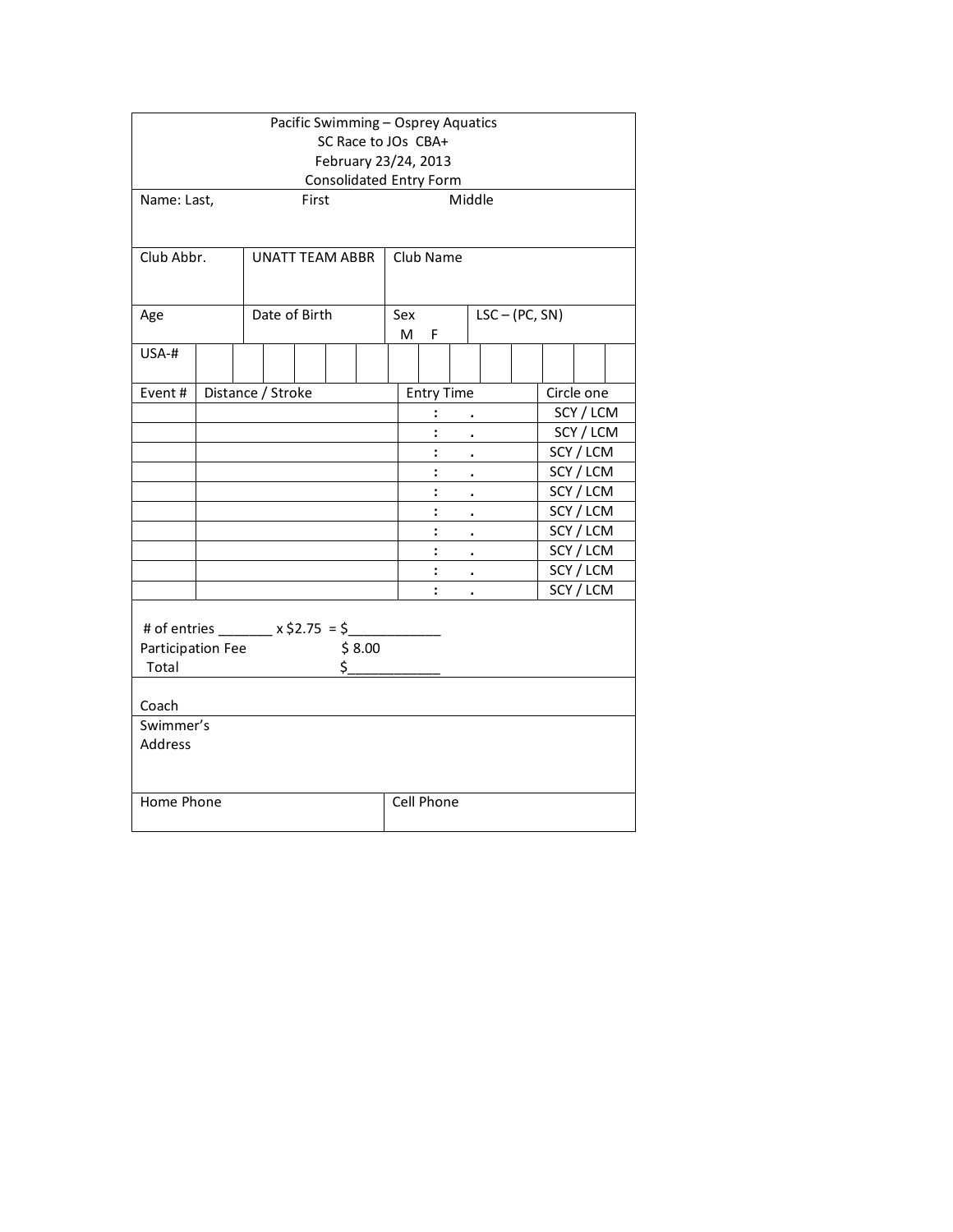# Pacific Swimming – Osprey Aquatics

## SC Race to JOs CBA+

## February 23/24, 2013

## Consolidated Entry Form

Name: Last, First Middle

| Club Abbr. | UNATT TEAM ABBR | Club Name | |
|---|---|---|---|
| Age | Date of Birth | Sex M F | LSC – (PC, SN) |

USA-#

| Event # | Distance / Stroke | Entry Time | Circle one |
|---|---|---|---|
| | | : . | SCY / LCM |
| | | : . | SCY / LCM |
| | | : . | SCY / LCM |
| | | : . | SCY / LCM |
| | | : . | SCY / LCM |
| | | : . | SCY / LCM |
| | | : . | SCY / LCM |
| | | : . | SCY / LCM |
| | | : . | SCY / LCM |
| | | : . | SCY / LCM |

# of entries _______ x $2.75 = $____________

Participation Fee $ 8.00

Total $____________

Coach

Swimmer's Address

| Home Phone | Cell Phone |
|---|---|
| | |